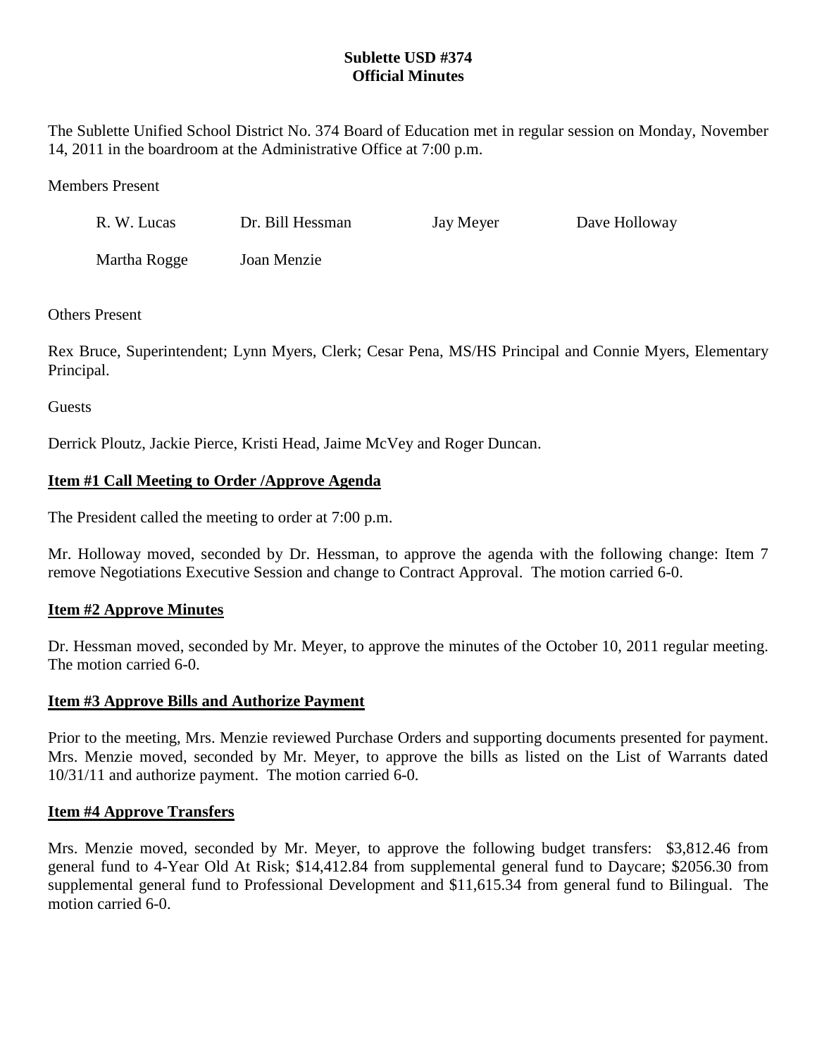**Sublette USD #374**
**Official Minutes**

The Sublette Unified School District No. 374 Board of Education met in regular session on Monday, November 14, 2011 in the boardroom at the Administrative Office at 7:00 p.m.

Members Present

| R. W. Lucas | Dr. Bill Hessman | Jay Meyer | Dave Holloway |
|---|---|---|---|
| Martha Rogge | Joan Menzie | | |

Others Present

Rex Bruce, Superintendent; Lynn Myers, Clerk; Cesar Pena, MS/HS Principal and Connie Myers, Elementary Principal.

Guests

Derrick Ploutz, Jackie Pierce, Kristi Head, Jaime McVey and Roger Duncan.

## Item #1 Call Meeting to Order /Approve Agenda

The President called the meeting to order at 7:00 p.m.

Mr. Holloway moved, seconded by Dr. Hessman, to approve the agenda with the following change: Item 7 remove Negotiations Executive Session and change to Contract Approval. The motion carried 6-0.

## Item #2 Approve Minutes

Dr. Hessman moved, seconded by Mr. Meyer, to approve the minutes of the October 10, 2011 regular meeting. The motion carried 6-0.

## Item #3 Approve Bills and Authorize Payment

Prior to the meeting, Mrs. Menzie reviewed Purchase Orders and supporting documents presented for payment. Mrs. Menzie moved, seconded by Mr. Meyer, to approve the bills as listed on the List of Warrants dated 10/31/11 and authorize payment. The motion carried 6-0.

## Item #4 Approve Transfers

Mrs. Menzie moved, seconded by Mr. Meyer, to approve the following budget transfers: $3,812.46 from general fund to 4-Year Old At Risk; $14,412.84 from supplemental general fund to Daycare; $2056.30 from supplemental general fund to Professional Development and $11,615.34 from general fund to Bilingual. The motion carried 6-0.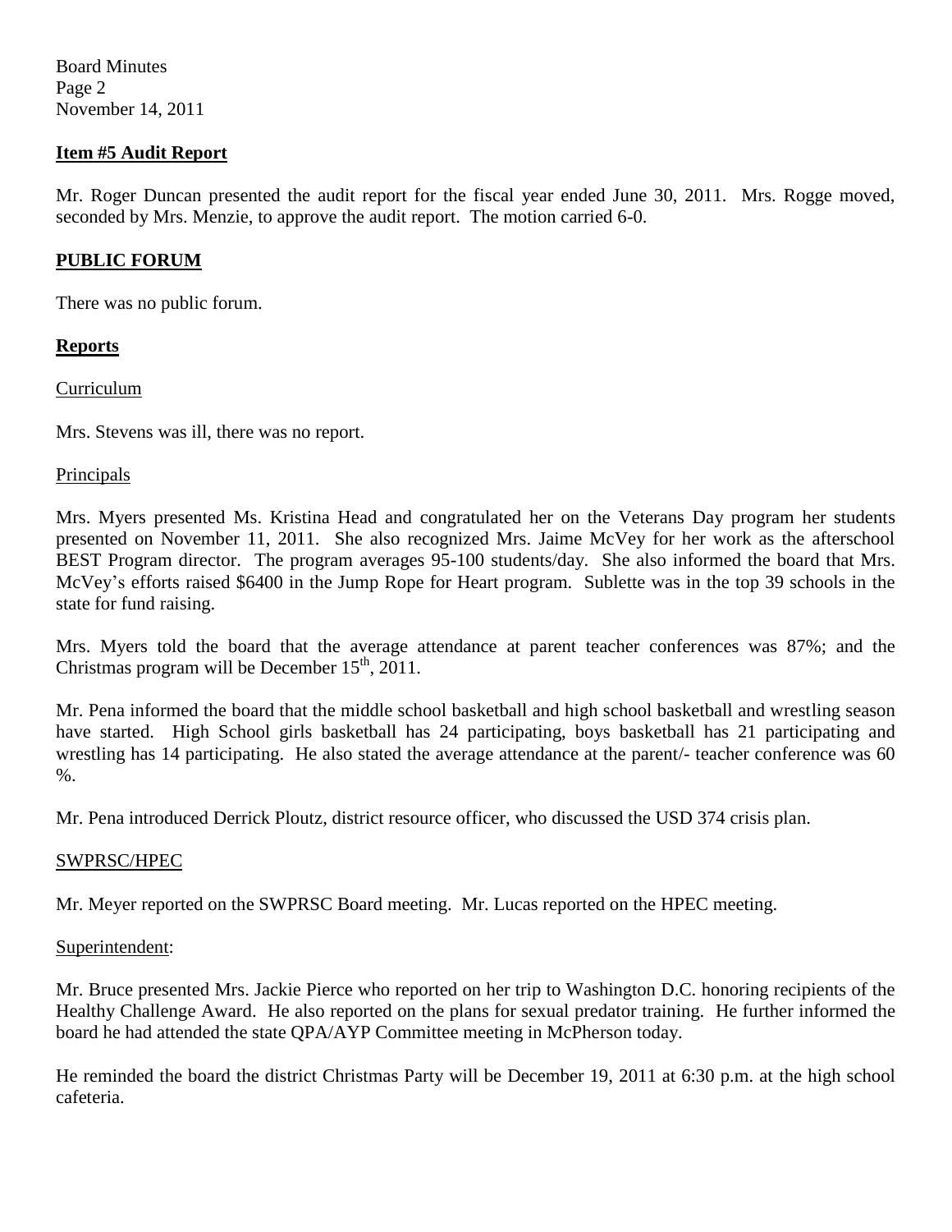## Item #5 Audit Report

Mr. Roger Duncan presented the audit report for the fiscal year ended June 30, 2011. Mrs. Rogge moved, seconded by Mrs. Menzie, to approve the audit report. The motion carried 6-0.

## PUBLIC FORUM

There was no public forum.

## Reports

### Curriculum

Mrs. Stevens was ill, there was no report.

### Principals

Mrs. Myers presented Ms. Kristina Head and congratulated her on the Veterans Day program her students presented on November 11, 2011. She also recognized Mrs. Jaime McVey for her work as the afterschool BEST Program director. The program averages 95-100 students/day. She also informed the board that Mrs. McVey's efforts raised $6400 in the Jump Rope for Heart program. Sublette was in the top 39 schools in the state for fund raising.

Mrs. Myers told the board that the average attendance at parent teacher conferences was 87%; and the Christmas program will be December 15th, 2011.

Mr. Pena informed the board that the middle school basketball and high school basketball and wrestling season have started. High School girls basketball has 24 participating, boys basketball has 21 participating and wrestling has 14 participating. He also stated the average attendance at the parent/- teacher conference was 60 %.

Mr. Pena introduced Derrick Ploutz, district resource officer, who discussed the USD 374 crisis plan.

### SWPRSC/HPEC

Mr. Meyer reported on the SWPRSC Board meeting. Mr. Lucas reported on the HPEC meeting.

### Superintendent:

Mr. Bruce presented Mrs. Jackie Pierce who reported on her trip to Washington D.C. honoring recipients of the Healthy Challenge Award. He also reported on the plans for sexual predator training. He further informed the board he had attended the state QPA/AYP Committee meeting in McPherson today.

He reminded the board the district Christmas Party will be December 19, 2011 at 6:30 p.m. at the high school cafeteria.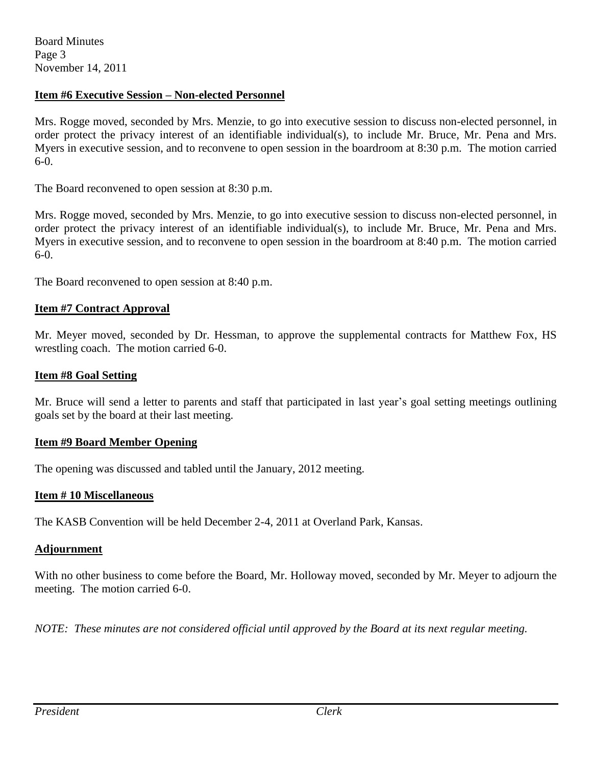### Item #6 Executive Session – Non-elected Personnel

Mrs. Rogge moved, seconded by Mrs. Menzie, to go into executive session to discuss non-elected personnel, in order protect the privacy interest of an identifiable individual(s), to include Mr. Bruce, Mr. Pena and Mrs. Myers in executive session, and to reconvene to open session in the boardroom at 8:30 p.m. The motion carried 6-0.

The Board reconvened to open session at 8:30 p.m.

Mrs. Rogge moved, seconded by Mrs. Menzie, to go into executive session to discuss non-elected personnel, in order protect the privacy interest of an identifiable individual(s), to include Mr. Bruce, Mr. Pena and Mrs. Myers in executive session, and to reconvene to open session in the boardroom at 8:40 p.m. The motion carried 6-0.

The Board reconvened to open session at 8:40 p.m.

### Item #7 Contract Approval

Mr. Meyer moved, seconded by Dr. Hessman, to approve the supplemental contracts for Matthew Fox, HS wrestling coach. The motion carried 6-0.

### Item #8 Goal Setting

Mr. Bruce will send a letter to parents and staff that participated in last year's goal setting meetings outlining goals set by the board at their last meeting.

### Item #9 Board Member Opening

The opening was discussed and tabled until the January, 2012 meeting.

### Item # 10 Miscellaneous

The KASB Convention will be held December 2-4, 2011 at Overland Park, Kansas.

### Adjournment

With no other business to come before the Board, Mr. Holloway moved, seconded by Mr. Meyer to adjourn the meeting. The motion carried 6-0.

*NOTE: These minutes are not considered official until approved by the Board at its next regular meeting.*

*President* *Clerk*